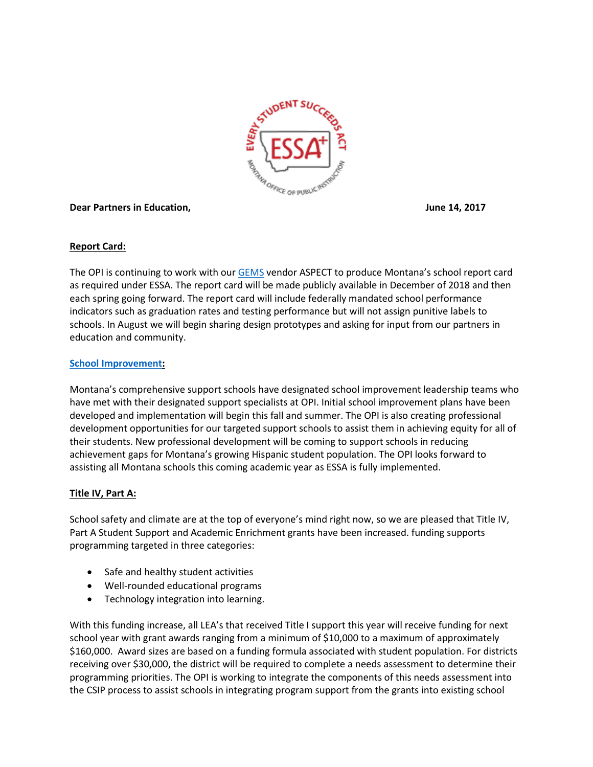**Dear Partners in Education,** **June 14, 2017**

**Report Card:**

The OPI is continuing to work with our GEMS vendor ASPECT to produce Montana's school report card as required under ESSA. The report card will be made publicly available in December of 2018 and then each spring going forward. The report card will include federally mandated school performance indicators such as graduation rates and testing performance but will not assign punitive labels to schools. In August we will begin sharing design prototypes and asking for input from our partners in education and community.

**School Improvement:**

Montana's comprehensive support schools have designated school improvement leadership teams who have met with their designated support specialists at OPI. Initial school improvement plans have been developed and implementation will begin this fall and summer. The OPI is also creating professional development opportunities for our targeted support schools to assist them in achieving equity for all of their students. New professional development will be coming to support schools in reducing achievement gaps for Montana's growing Hispanic student population. The OPI looks forward to assisting all Montana schools this coming academic year as ESSA is fully implemented.

**Title IV, Part A:**

School safety and climate are at the top of everyone's mind right now, so we are pleased that Title IV, Part A Student Support and Academic Enrichment grants have been increased. funding supports programming targeted in three categories:

- Safe and healthy student activities
- Well-rounded educational programs
- Technology integration into learning.

With this funding increase, all LEA's that received Title I support this year will receive funding for next school year with grant awards ranging from a minimum of $10,000 to a maximum of approximately $160,000. Award sizes are based on a funding formula associated with student population. For districts receiving over $30,000, the district will be required to complete a needs assessment to determine their programming priorities. The OPI is working to integrate the components of this needs assessment into the CSIP process to assist schools in integrating program support from the grants into existing school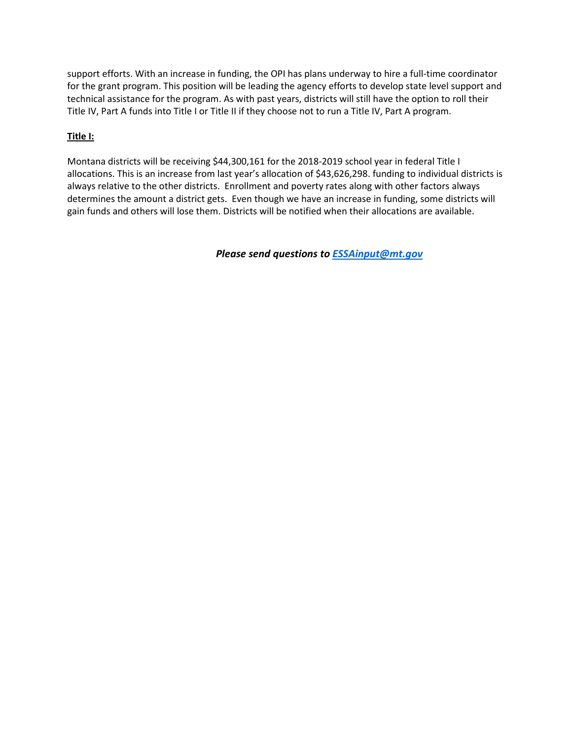support efforts. With an increase in funding, the OPI has plans underway to hire a full-time coordinator for the grant program. This position will be leading the agency efforts to develop state level support and technical assistance for the program. As with past years, districts will still have the option to roll their Title IV, Part A funds into Title I or Title II if they choose not to run a Title IV, Part A program.

**Title I:**

Montana districts will be receiving $44,300,161 for the 2018-2019 school year in federal Title I allocations. This is an increase from last year's allocation of $43,626,298. funding to individual districts is always relative to the other districts. Enrollment and poverty rates along with other factors always determines the amount a district gets. Even though we have an increase in funding, some districts will gain funds and others will lose them. Districts will be notified when their allocations are available.

***Please send questions to [ESSAinput@mt.gov](mailto:ESSAinput@mt.gov)***